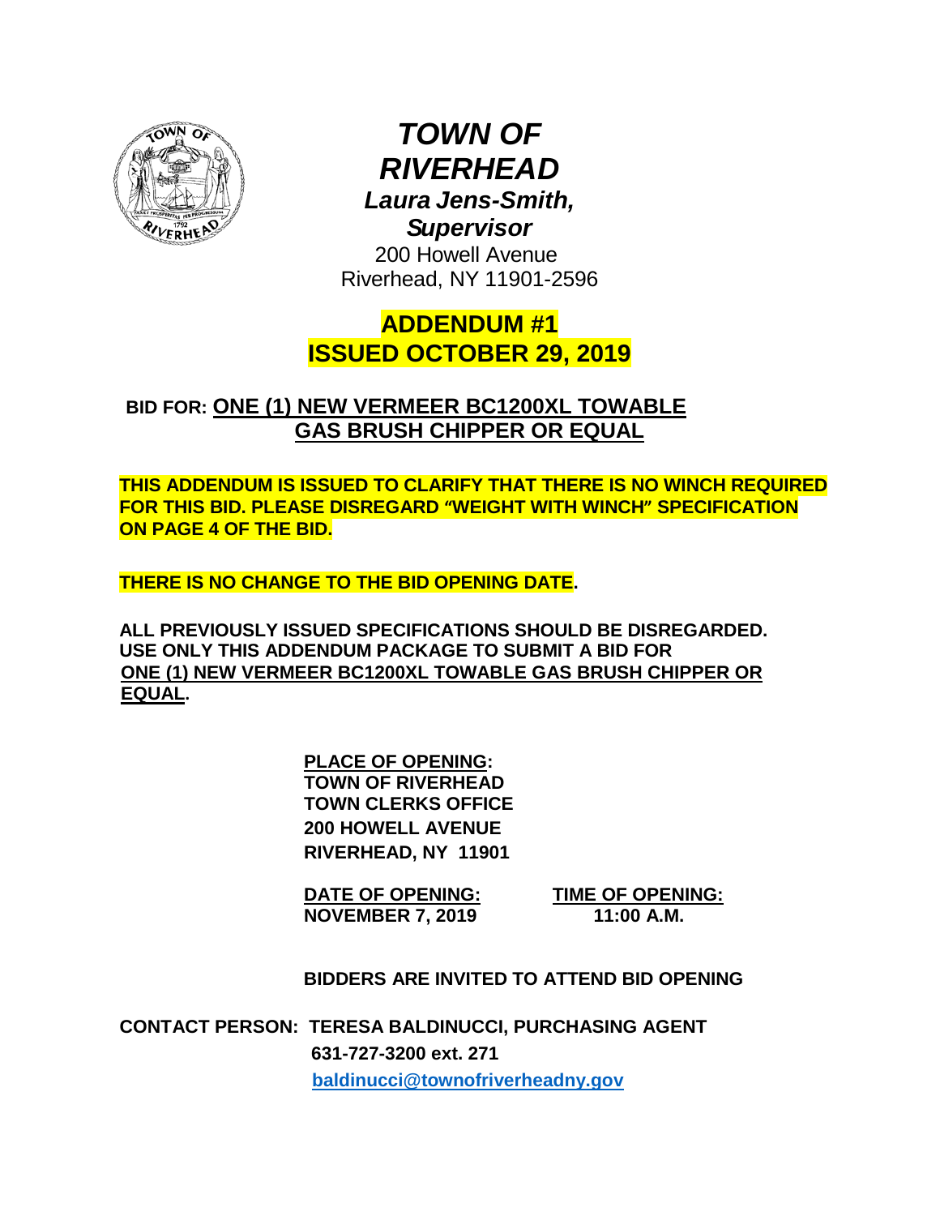# *TOWN OF RIVERHEAD*

***Laura Jens-Smith, Supervisor***

200 Howell Avenue
Riverhead, NY 11901-2596

## ADDENDUM #1
## ISSUED OCTOBER 29, 2019

**BID FOR: ONE (1) NEW VERMEER BC1200XL TOWABLE GAS BRUSH CHIPPER OR EQUAL**

**THIS ADDENDUM IS ISSUED TO CLARIFY THAT THERE IS NO WINCH REQUIRED FOR THIS BID. PLEASE DISREGARD "WEIGHT WITH WINCH" SPECIFICATION ON PAGE 4 OF THE BID.**

**THERE IS NO CHANGE TO THE BID OPENING DATE.**

**ALL PREVIOUSLY ISSUED SPECIFICATIONS SHOULD BE DISREGARDED. USE ONLY THIS ADDENDUM PACKAGE TO SUBMIT A BID FOR ONE (1) NEW VERMEER BC1200XL TOWABLE GAS BRUSH CHIPPER OR EQUAL.**

**PLACE OF OPENING:**
**TOWN OF RIVERHEAD**
**TOWN CLERKS OFFICE**
**200 HOWELL AVENUE**
**RIVERHEAD, NY 11901**

| DATE OF OPENING: | TIME OF OPENING: |
| --- | --- |
| NOVEMBER 7, 2019 | 11:00 A.M. |

**BIDDERS ARE INVITED TO ATTEND BID OPENING**

**CONTACT PERSON: TERESA BALDINUCCI, PURCHASING AGENT**
**631-727-3200 ext. 271**
**baldinucci@townofriverheadny.gov**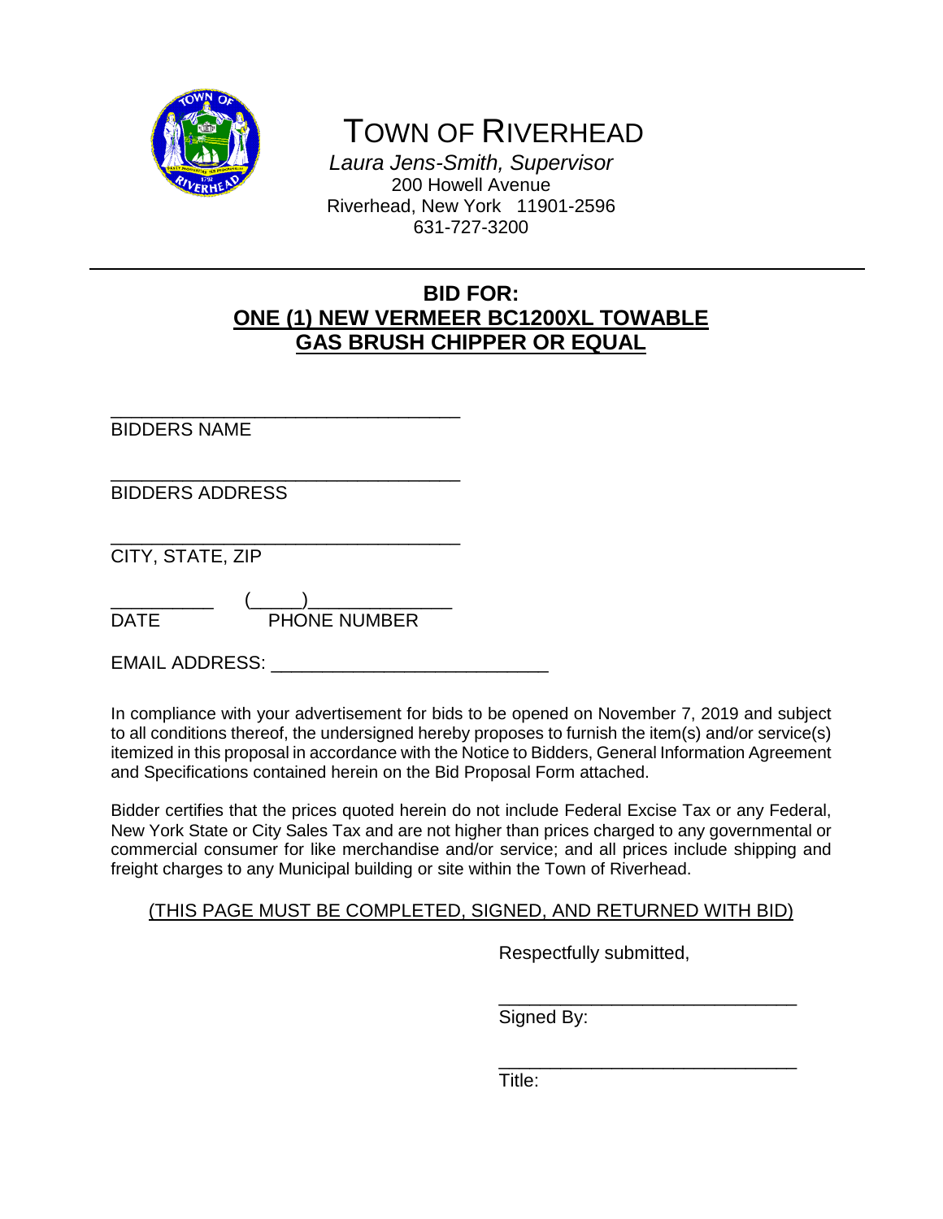# TOWN OF RIVERHEAD

*Laura Jens-Smith, Supervisor*
200 Howell Avenue
Riverhead, New York 11901-2596
631-727-3200

---

## BID FOR:
## ONE (1) NEW VERMEER BC1200XL TOWABLE GAS BRUSH CHIPPER OR EQUAL

_________________________________
BIDDERS NAME

_________________________________
BIDDERS ADDRESS

_________________________________
CITY, STATE, ZIP

__________ (_____)_____________
DATE PHONE NUMBER

EMAIL ADDRESS: __________________________

In compliance with your advertisement for bids to be opened on November 7, 2019 and subject to all conditions thereof, the undersigned hereby proposes to furnish the item(s) and/or service(s) itemized in this proposal in accordance with the Notice to Bidders, General Information Agreement and Specifications contained herein on the Bid Proposal Form attached.

Bidder certifies that the prices quoted herein do not include Federal Excise Tax or any Federal, New York State or City Sales Tax and are not higher than prices charged to any governmental or commercial consumer for like merchandise and/or service; and all prices include shipping and freight charges to any Municipal building or site within the Town of Riverhead.

(THIS PAGE MUST BE COMPLETED, SIGNED, AND RETURNED WITH BID)

Respectfully submitted,

____________________________
Signed By:

____________________________
Title: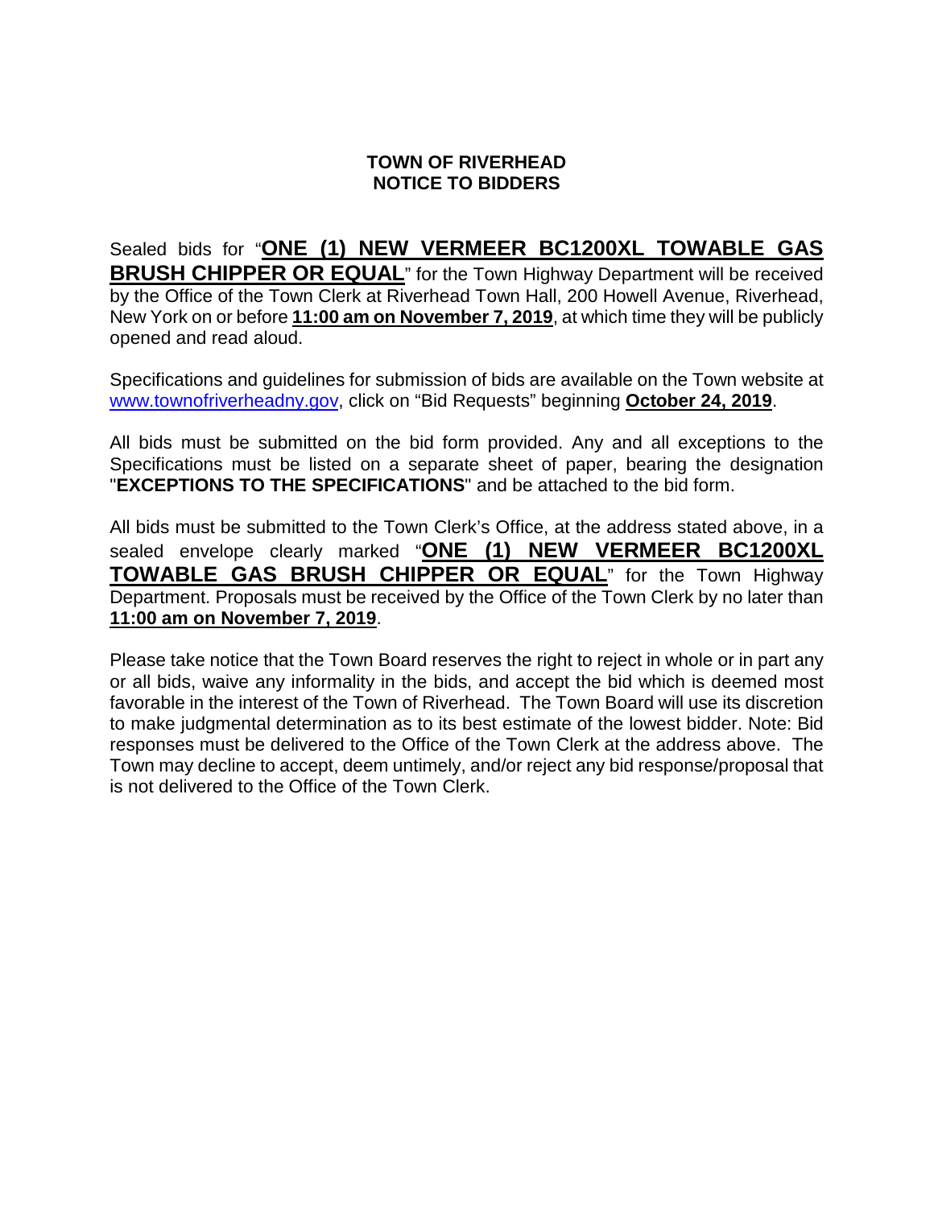**TOWN OF RIVERHEAD**
**NOTICE TO BIDDERS**

Sealed bids for "**ONE (1) NEW VERMEER BC1200XL TOWABLE GAS BRUSH CHIPPER OR EQUAL**" for the Town Highway Department will be received by the Office of the Town Clerk at Riverhead Town Hall, 200 Howell Avenue, Riverhead, New York on or before **11:00 am on November 7, 2019**, at which time they will be publicly opened and read aloud.

Specifications and guidelines for submission of bids are available on the Town website at www.townofriverheadny.gov, click on "Bid Requests" beginning **October 24, 2019**.

All bids must be submitted on the bid form provided. Any and all exceptions to the Specifications must be listed on a separate sheet of paper, bearing the designation "**EXCEPTIONS TO THE SPECIFICATIONS**" and be attached to the bid form.

All bids must be submitted to the Town Clerk's Office, at the address stated above, in a sealed envelope clearly marked "**ONE (1) NEW VERMEER BC1200XL TOWABLE GAS BRUSH CHIPPER OR EQUAL**" for the Town Highway Department. Proposals must be received by the Office of the Town Clerk by no later than **11:00 am on November 7, 2019**.

Please take notice that the Town Board reserves the right to reject in whole or in part any or all bids, waive any informality in the bids, and accept the bid which is deemed most favorable in the interest of the Town of Riverhead. The Town Board will use its discretion to make judgmental determination as to its best estimate of the lowest bidder. Note: Bid responses must be delivered to the Office of the Town Clerk at the address above. The Town may decline to accept, deem untimely, and/or reject any bid response/proposal that is not delivered to the Office of the Town Clerk.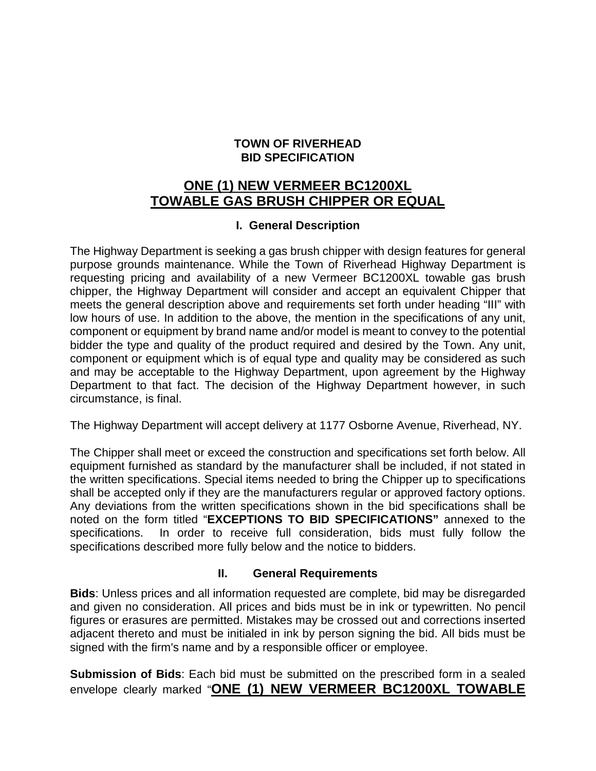**TOWN OF RIVERHEAD**
**BID SPECIFICATION**

## <u>ONE (1) NEW VERMEER BC1200XL TOWABLE GAS BRUSH CHIPPER OR EQUAL</u>

### I. General Description

The Highway Department is seeking a gas brush chipper with design features for general purpose grounds maintenance. While the Town of Riverhead Highway Department is requesting pricing and availability of a new Vermeer BC1200XL towable gas brush chipper, the Highway Department will consider and accept an equivalent Chipper that meets the general description above and requirements set forth under heading "III" with low hours of use. In addition to the above, the mention in the specifications of any unit, component or equipment by brand name and/or model is meant to convey to the potential bidder the type and quality of the product required and desired by the Town. Any unit, component or equipment which is of equal type and quality may be considered as such and may be acceptable to the Highway Department, upon agreement by the Highway Department to that fact. The decision of the Highway Department however, in such circumstance, is final.

The Highway Department will accept delivery at 1177 Osborne Avenue, Riverhead, NY.

The Chipper shall meet or exceed the construction and specifications set forth below. All equipment furnished as standard by the manufacturer shall be included, if not stated in the written specifications. Special items needed to bring the Chipper up to specifications shall be accepted only if they are the manufacturers regular or approved factory options. Any deviations from the written specifications shown in the bid specifications shall be noted on the form titled "**EXCEPTIONS TO BID SPECIFICATIONS"** annexed to the specifications. In order to receive full consideration, bids must fully follow the specifications described more fully below and the notice to bidders.

### II. General Requirements

**Bids**: Unless prices and all information requested are complete, bid may be disregarded and given no consideration. All prices and bids must be in ink or typewritten. No pencil figures or erasures are permitted. Mistakes may be crossed out and corrections inserted adjacent thereto and must be initialed in ink by person signing the bid. All bids must be signed with the firm's name and by a responsible officer or employee.

**Submission of Bids**: Each bid must be submitted on the prescribed form in a sealed envelope clearly marked "**<u>ONE (1) NEW VERMEER BC1200XL TOWABLE</u>**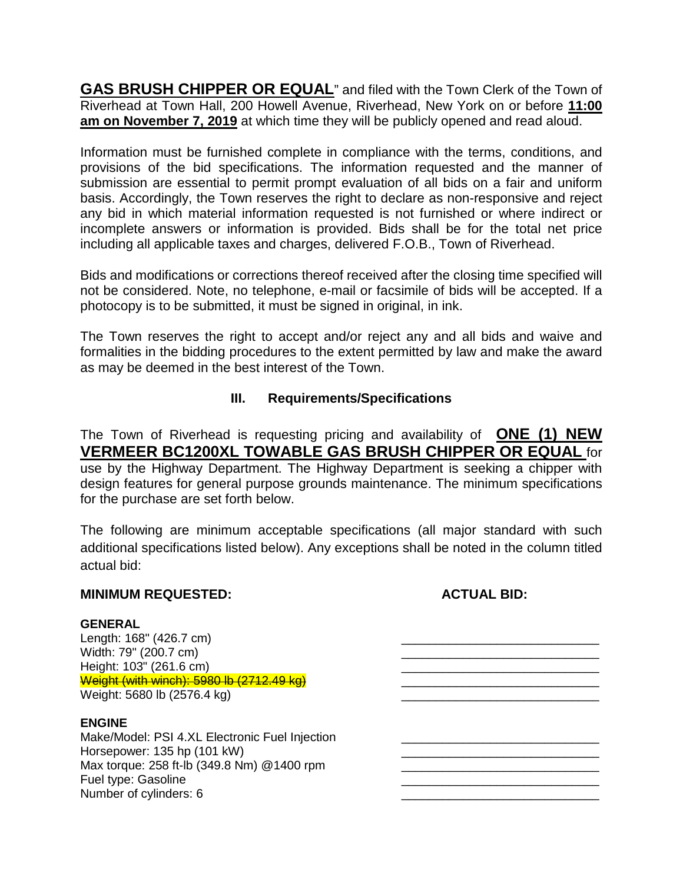**GAS BRUSH CHIPPER OR EQUAL**" and filed with the Town Clerk of the Town of Riverhead at Town Hall, 200 Howell Avenue, Riverhead, New York on or before **11:00 am on November 7, 2019** at which time they will be publicly opened and read aloud.

Information must be furnished complete in compliance with the terms, conditions, and provisions of the bid specifications. The information requested and the manner of submission are essential to permit prompt evaluation of all bids on a fair and uniform basis. Accordingly, the Town reserves the right to declare as non-responsive and reject any bid in which material information requested is not furnished or where indirect or incomplete answers or information is provided. Bids shall be for the total net price including all applicable taxes and charges, delivered F.O.B., Town of Riverhead.

Bids and modifications or corrections thereof received after the closing time specified will not be considered. Note, no telephone, e-mail or facsimile of bids will be accepted. If a photocopy is to be submitted, it must be signed in original, in ink.

The Town reserves the right to accept and/or reject any and all bids and waive and formalities in the bidding procedures to the extent permitted by law and make the award as may be deemed in the best interest of the Town.

## III. Requirements/Specifications

The Town of Riverhead is requesting pricing and availability of **ONE (1) NEW VERMEER BC1200XL TOWABLE GAS BRUSH CHIPPER OR EQUAL** for use by the Highway Department. The Highway Department is seeking a chipper with design features for general purpose grounds maintenance. The minimum specifications for the purchase are set forth below.

The following are minimum acceptable specifications (all major standard with such additional specifications listed below). Any exceptions shall be noted in the column titled actual bid:

| MINIMUM REQUESTED: | ACTUAL BID: |
|---|---|
| **GENERAL** | |
| Length: 168" (426.7 cm) | ____________________________ |
| Width: 79" (200.7 cm) | ____________________________ |
| Height: 103" (261.6 cm) | ____________________________ |
| ~~Weight (with winch): 5980 lb (2712.49 kg)~~ | ____________________________ |
| Weight: 5680 lb (2576.4 kg) | ____________________________ |
| **ENGINE** | |
| Make/Model: PSI 4.XL Electronic Fuel Injection | ____________________________ |
| Horsepower: 135 hp (101 kW) | ____________________________ |
| Max torque: 258 ft-lb (349.8 Nm) @1400 rpm | ____________________________ |
| Fuel type: Gasoline | ____________________________ |
| Number of cylinders: 6 | ____________________________ |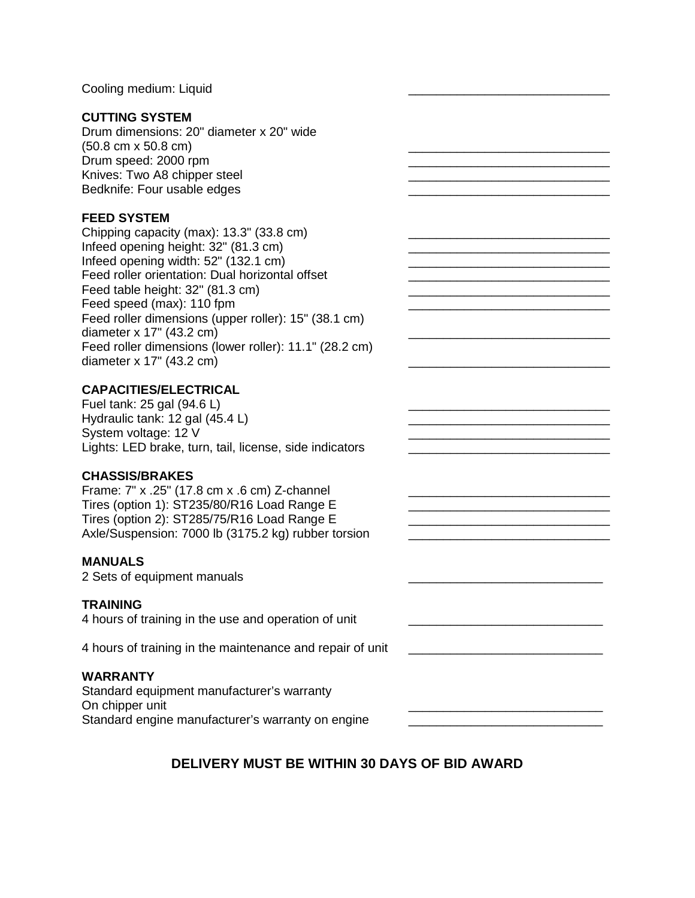Cooling medium: Liquid \_\_\_\_\_\_\_\_\_\_\_\_\_\_\_\_\_\_\_\_\_\_\_\_\_\_\_\_

**CUTTING SYSTEM**

Drum dimensions: 20" diameter x 20" wide (50.8 cm x 50.8 cm) \_\_\_\_\_\_\_\_\_\_\_\_\_\_\_\_\_\_\_\_\_\_\_\_\_\_\_\_

Drum speed: 2000 rpm \_\_\_\_\_\_\_\_\_\_\_\_\_\_\_\_\_\_\_\_\_\_\_\_\_\_\_\_

Knives: Two A8 chipper steel \_\_\_\_\_\_\_\_\_\_\_\_\_\_\_\_\_\_\_\_\_\_\_\_\_\_\_\_

Bedknife: Four usable edges \_\_\_\_\_\_\_\_\_\_\_\_\_\_\_\_\_\_\_\_\_\_\_\_\_\_\_\_

**FEED SYSTEM**

Chipping capacity (max): 13.3" (33.8 cm) \_\_\_\_\_\_\_\_\_\_\_\_\_\_\_\_\_\_\_\_\_\_\_\_\_\_\_\_

Infeed opening height: 32" (81.3 cm) \_\_\_\_\_\_\_\_\_\_\_\_\_\_\_\_\_\_\_\_\_\_\_\_\_\_\_\_

Infeed opening width: 52" (132.1 cm) \_\_\_\_\_\_\_\_\_\_\_\_\_\_\_\_\_\_\_\_\_\_\_\_\_\_\_\_

Feed roller orientation: Dual horizontal offset \_\_\_\_\_\_\_\_\_\_\_\_\_\_\_\_\_\_\_\_\_\_\_\_\_\_\_\_

Feed table height: 32" (81.3 cm) \_\_\_\_\_\_\_\_\_\_\_\_\_\_\_\_\_\_\_\_\_\_\_\_\_\_\_\_

Feed speed (max): 110 fpm \_\_\_\_\_\_\_\_\_\_\_\_\_\_\_\_\_\_\_\_\_\_\_\_\_\_\_\_

Feed roller dimensions (upper roller): 15" (38.1 cm) diameter x 17" (43.2 cm) \_\_\_\_\_\_\_\_\_\_\_\_\_\_\_\_\_\_\_\_\_\_\_\_\_\_\_\_

Feed roller dimensions (lower roller): 11.1" (28.2 cm) diameter x 17" (43.2 cm) \_\_\_\_\_\_\_\_\_\_\_\_\_\_\_\_\_\_\_\_\_\_\_\_\_\_\_\_

**CAPACITIES/ELECTRICAL**

Fuel tank: 25 gal (94.6 L) \_\_\_\_\_\_\_\_\_\_\_\_\_\_\_\_\_\_\_\_\_\_\_\_\_\_\_\_

Hydraulic tank: 12 gal (45.4 L) \_\_\_\_\_\_\_\_\_\_\_\_\_\_\_\_\_\_\_\_\_\_\_\_\_\_\_\_

System voltage: 12 V \_\_\_\_\_\_\_\_\_\_\_\_\_\_\_\_\_\_\_\_\_\_\_\_\_\_\_\_

Lights: LED brake, turn, tail, license, side indicators \_\_\_\_\_\_\_\_\_\_\_\_\_\_\_\_\_\_\_\_\_\_\_\_\_\_\_\_

**CHASSIS/BRAKES**

Frame: 7" x .25" (17.8 cm x .6 cm) Z-channel \_\_\_\_\_\_\_\_\_\_\_\_\_\_\_\_\_\_\_\_\_\_\_\_\_\_\_\_

Tires (option 1): ST235/80/R16 Load Range E \_\_\_\_\_\_\_\_\_\_\_\_\_\_\_\_\_\_\_\_\_\_\_\_\_\_\_\_

Tires (option 2): ST285/75/R16 Load Range E \_\_\_\_\_\_\_\_\_\_\_\_\_\_\_\_\_\_\_\_\_\_\_\_\_\_\_\_

Axle/Suspension: 7000 lb (3175.2 kg) rubber torsion \_\_\_\_\_\_\_\_\_\_\_\_\_\_\_\_\_\_\_\_\_\_\_\_\_\_\_\_

**MANUALS**

2 Sets of equipment manuals \_\_\_\_\_\_\_\_\_\_\_\_\_\_\_\_\_\_\_\_\_\_\_\_\_\_\_\_

**TRAINING**

4 hours of training in the use and operation of unit \_\_\_\_\_\_\_\_\_\_\_\_\_\_\_\_\_\_\_\_\_\_\_\_\_\_\_\_

4 hours of training in the maintenance and repair of unit \_\_\_\_\_\_\_\_\_\_\_\_\_\_\_\_\_\_\_\_\_\_\_\_\_\_\_\_

**WARRANTY**

Standard equipment manufacturer's warranty On chipper unit \_\_\_\_\_\_\_\_\_\_\_\_\_\_\_\_\_\_\_\_\_\_\_\_\_\_\_\_

Standard engine manufacturer's warranty on engine \_\_\_\_\_\_\_\_\_\_\_\_\_\_\_\_\_\_\_\_\_\_\_\_\_\_\_\_

**DELIVERY MUST BE WITHIN 30 DAYS OF BID AWARD**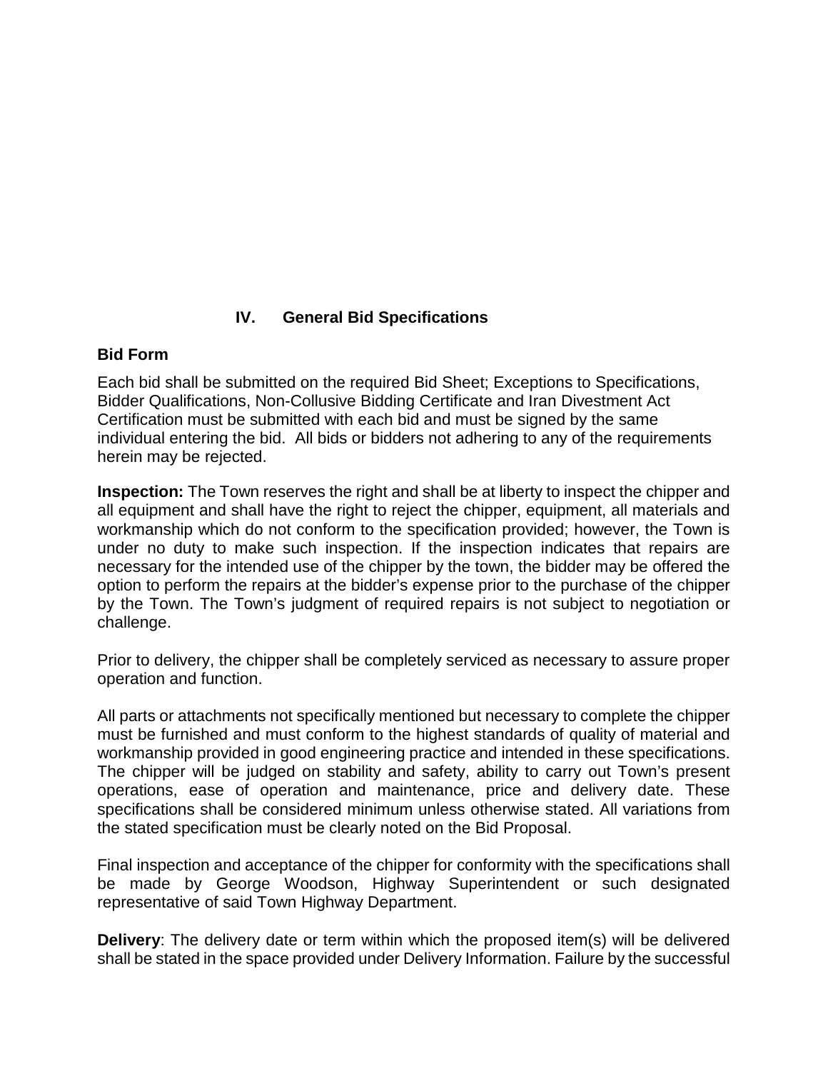## IV. General Bid Specifications

**Bid Form**

Each bid shall be submitted on the required Bid Sheet; Exceptions to Specifications, Bidder Qualifications, Non-Collusive Bidding Certificate and Iran Divestment Act Certification must be submitted with each bid and must be signed by the same individual entering the bid. All bids or bidders not adhering to any of the requirements herein may be rejected.

**Inspection:** The Town reserves the right and shall be at liberty to inspect the chipper and all equipment and shall have the right to reject the chipper, equipment, all materials and workmanship which do not conform to the specification provided; however, the Town is under no duty to make such inspection. If the inspection indicates that repairs are necessary for the intended use of the chipper by the town, the bidder may be offered the option to perform the repairs at the bidder's expense prior to the purchase of the chipper by the Town. The Town's judgment of required repairs is not subject to negotiation or challenge.

Prior to delivery, the chipper shall be completely serviced as necessary to assure proper operation and function.

All parts or attachments not specifically mentioned but necessary to complete the chipper must be furnished and must conform to the highest standards of quality of material and workmanship provided in good engineering practice and intended in these specifications. The chipper will be judged on stability and safety, ability to carry out Town's present operations, ease of operation and maintenance, price and delivery date. These specifications shall be considered minimum unless otherwise stated. All variations from the stated specification must be clearly noted on the Bid Proposal.

Final inspection and acceptance of the chipper for conformity with the specifications shall be made by George Woodson, Highway Superintendent or such designated representative of said Town Highway Department.

**Delivery**: The delivery date or term within which the proposed item(s) will be delivered shall be stated in the space provided under Delivery Information. Failure by the successful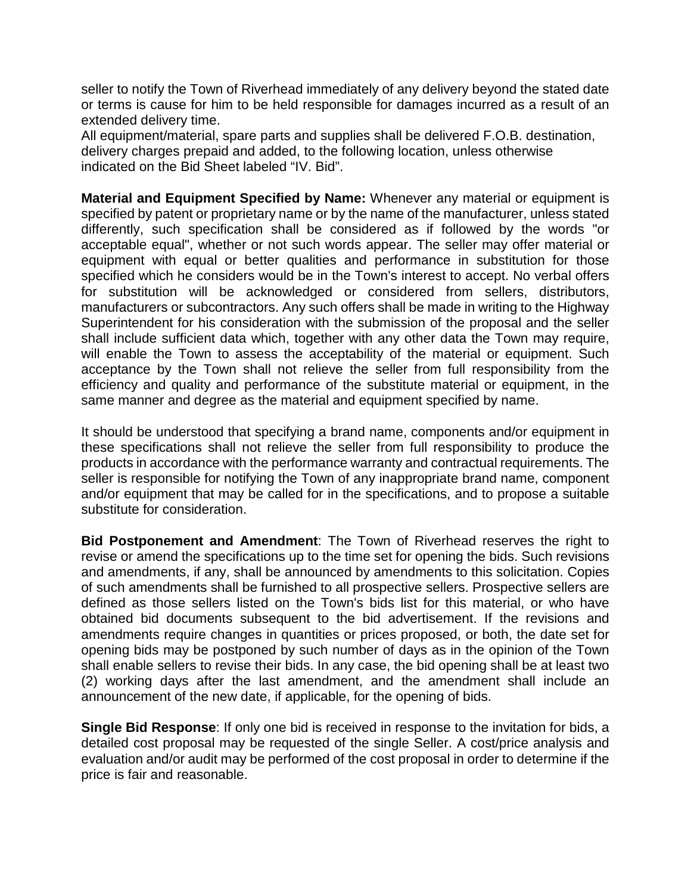seller to notify the Town of Riverhead immediately of any delivery beyond the stated date or terms is cause for him to be held responsible for damages incurred as a result of an extended delivery time.
All equipment/material, spare parts and supplies shall be delivered F.O.B. destination, delivery charges prepaid and added, to the following location, unless otherwise indicated on the Bid Sheet labeled “IV. Bid”.

**Material and Equipment Specified by Name:** Whenever any material or equipment is specified by patent or proprietary name or by the name of the manufacturer, unless stated differently, such specification shall be considered as if followed by the words "or acceptable equal", whether or not such words appear. The seller may offer material or equipment with equal or better qualities and performance in substitution for those specified which he considers would be in the Town's interest to accept. No verbal offers for substitution will be acknowledged or considered from sellers, distributors, manufacturers or subcontractors. Any such offers shall be made in writing to the Highway Superintendent for his consideration with the submission of the proposal and the seller shall include sufficient data which, together with any other data the Town may require, will enable the Town to assess the acceptability of the material or equipment. Such acceptance by the Town shall not relieve the seller from full responsibility from the efficiency and quality and performance of the substitute material or equipment, in the same manner and degree as the material and equipment specified by name.

It should be understood that specifying a brand name, components and/or equipment in these specifications shall not relieve the seller from full responsibility to produce the products in accordance with the performance warranty and contractual requirements. The seller is responsible for notifying the Town of any inappropriate brand name, component and/or equipment that may be called for in the specifications, and to propose a suitable substitute for consideration.

**Bid Postponement and Amendment**: The Town of Riverhead reserves the right to revise or amend the specifications up to the time set for opening the bids. Such revisions and amendments, if any, shall be announced by amendments to this solicitation. Copies of such amendments shall be furnished to all prospective sellers. Prospective sellers are defined as those sellers listed on the Town's bids list for this material, or who have obtained bid documents subsequent to the bid advertisement. If the revisions and amendments require changes in quantities or prices proposed, or both, the date set for opening bids may be postponed by such number of days as in the opinion of the Town shall enable sellers to revise their bids. In any case, the bid opening shall be at least two (2) working days after the last amendment, and the amendment shall include an announcement of the new date, if applicable, for the opening of bids.

**Single Bid Response**: If only one bid is received in response to the invitation for bids, a detailed cost proposal may be requested of the single Seller. A cost/price analysis and evaluation and/or audit may be performed of the cost proposal in order to determine if the price is fair and reasonable.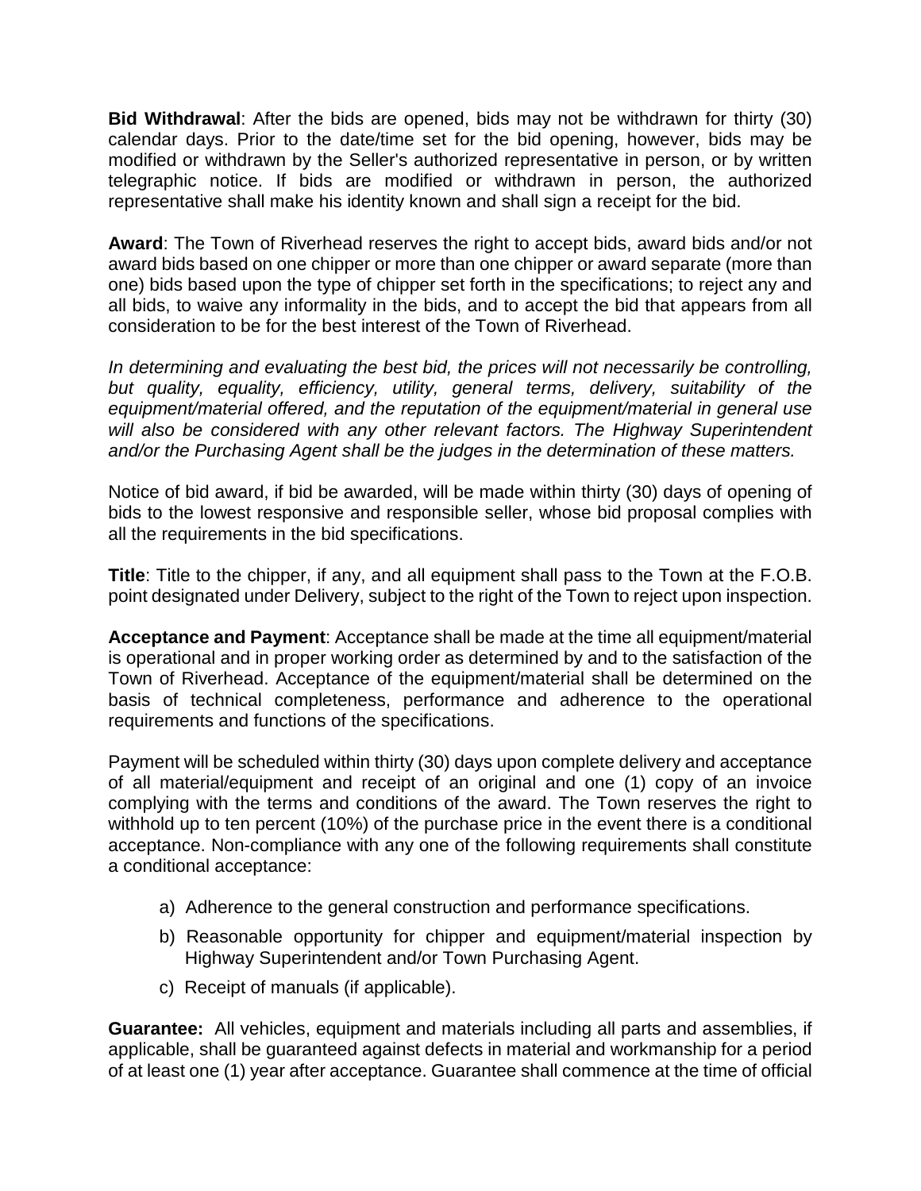**Bid Withdrawal**: After the bids are opened, bids may not be withdrawn for thirty (30) calendar days. Prior to the date/time set for the bid opening, however, bids may be modified or withdrawn by the Seller's authorized representative in person, or by written telegraphic notice. If bids are modified or withdrawn in person, the authorized representative shall make his identity known and shall sign a receipt for the bid.

**Award**: The Town of Riverhead reserves the right to accept bids, award bids and/or not award bids based on one chipper or more than one chipper or award separate (more than one) bids based upon the type of chipper set forth in the specifications; to reject any and all bids, to waive any informality in the bids, and to accept the bid that appears from all consideration to be for the best interest of the Town of Riverhead.

*In determining and evaluating the best bid, the prices will not necessarily be controlling, but quality, equality, efficiency, utility, general terms, delivery, suitability of the equipment/material offered, and the reputation of the equipment/material in general use will also be considered with any other relevant factors. The Highway Superintendent and/or the Purchasing Agent shall be the judges in the determination of these matters.*

Notice of bid award, if bid be awarded, will be made within thirty (30) days of opening of bids to the lowest responsive and responsible seller, whose bid proposal complies with all the requirements in the bid specifications.

**Title**: Title to the chipper, if any, and all equipment shall pass to the Town at the F.O.B. point designated under Delivery, subject to the right of the Town to reject upon inspection.

**Acceptance and Payment**: Acceptance shall be made at the time all equipment/material is operational and in proper working order as determined by and to the satisfaction of the Town of Riverhead. Acceptance of the equipment/material shall be determined on the basis of technical completeness, performance and adherence to the operational requirements and functions of the specifications.

Payment will be scheduled within thirty (30) days upon complete delivery and acceptance of all material/equipment and receipt of an original and one (1) copy of an invoice complying with the terms and conditions of the award. The Town reserves the right to withhold up to ten percent (10%) of the purchase price in the event there is a conditional acceptance. Non-compliance with any one of the following requirements shall constitute a conditional acceptance:

a) Adherence to the general construction and performance specifications.

b) Reasonable opportunity for chipper and equipment/material inspection by Highway Superintendent and/or Town Purchasing Agent.

c) Receipt of manuals (if applicable).

**Guarantee:** All vehicles, equipment and materials including all parts and assemblies, if applicable, shall be guaranteed against defects in material and workmanship for a period of at least one (1) year after acceptance. Guarantee shall commence at the time of official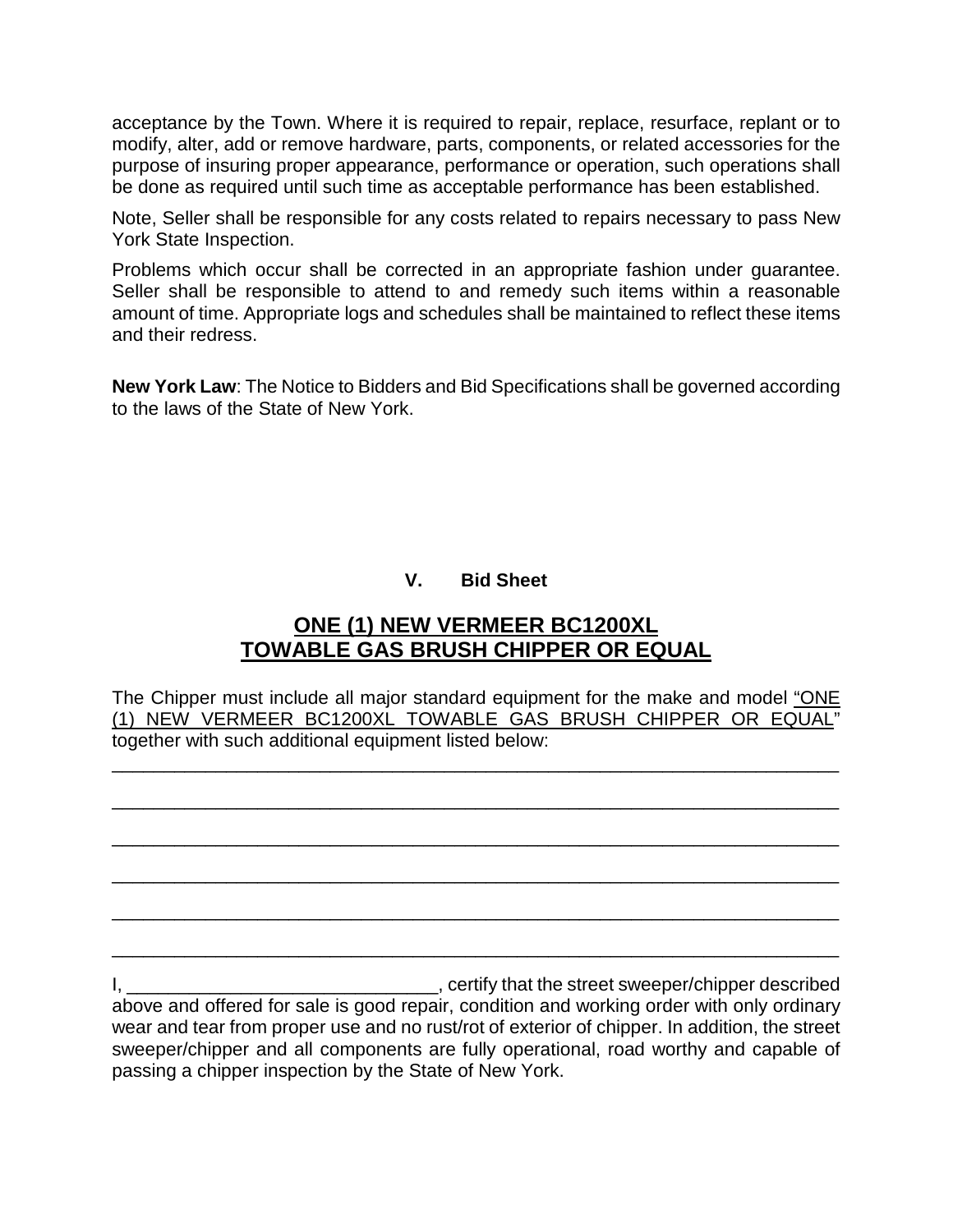acceptance by the Town. Where it is required to repair, replace, resurface, replant or to modify, alter, add or remove hardware, parts, components, or related accessories for the purpose of insuring proper appearance, performance or operation, such operations shall be done as required until such time as acceptable performance has been established.

Note, Seller shall be responsible for any costs related to repairs necessary to pass New York State Inspection.

Problems which occur shall be corrected in an appropriate fashion under guarantee. Seller shall be responsible to attend to and remedy such items within a reasonable amount of time. Appropriate logs and schedules shall be maintained to reflect these items and their redress.

**New York Law**: The Notice to Bidders and Bid Specifications shall be governed according to the laws of the State of New York.

### V. Bid Sheet

## ONE (1) NEW VERMEER BC1200XL TOWABLE GAS BRUSH CHIPPER OR EQUAL

The Chipper must include all major standard equipment for the make and model "ONE (1) NEW VERMEER BC1200XL TOWABLE GAS BRUSH CHIPPER OR EQUAL" together with such additional equipment listed below:

____________________________________________________________________________

____________________________________________________________________________

____________________________________________________________________________

____________________________________________________________________________

____________________________________________________________________________

____________________________________________________________________________

I, ______________________________, certify that the street sweeper/chipper described above and offered for sale is good repair, condition and working order with only ordinary wear and tear from proper use and no rust/rot of exterior of chipper. In addition, the street sweeper/chipper and all components are fully operational, road worthy and capable of passing a chipper inspection by the State of New York.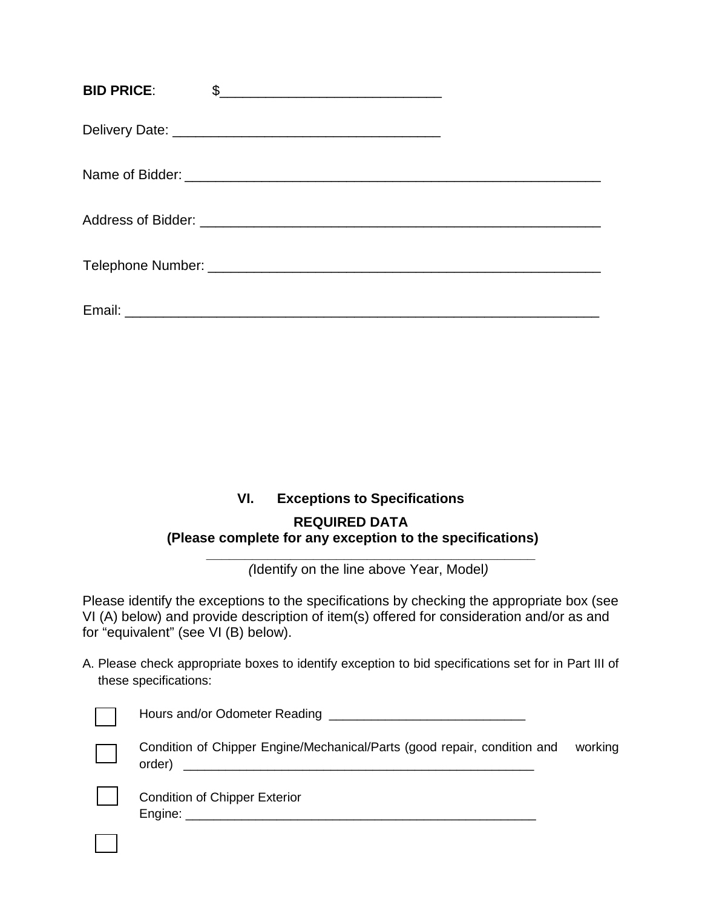**BID PRICE**: $_____________________________

Delivery Date: ___________________________________

Name of Bidder: ______________________________________________________

Address of Bidder: ____________________________________________________

Telephone Number: ___________________________________________________

Email: _____________________________________________________________

### VI. Exceptions to Specifications

**REQUIRED DATA**
**(Please complete for any exception to the specifications)**

___________________________________________
*(*Identify on the line above Year, Model*)*

Please identify the exceptions to the specifications by checking the appropriate box (see VI (A) below) and provide description of item(s) offered for consideration and/or as and for "equivalent" (see VI (B) below).

A. Please check appropriate boxes to identify exception to bid specifications set for in Part III of these specifications:

☐ Hours and/or Odometer Reading ____________________________

☐ Condition of Chipper Engine/Mechanical/Parts (good repair, condition and working order) ____________________________________________________

☐ Condition of Chipper Exterior
Engine: ____________________________________________________

☐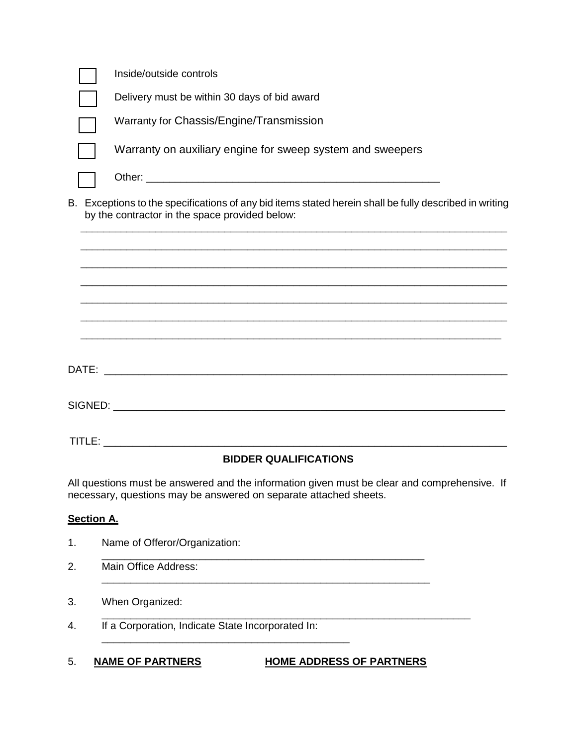- [ ] Inside/outside controls
- [ ] Delivery must be within 30 days of bid award
- [ ] Warranty for Chassis/Engine/Transmission
- [ ] Warranty on auxiliary engine for sweep system and sweepers
- [ ] Other: ____________________________________________________

B. Exceptions to the specifications of any bid items stated herein shall be fully described in writing by the contractor in the space provided below:

____________________________________________________________________________

____________________________________________________________________________

____________________________________________________________________________

____________________________________________________________________________

____________________________________________________________________________

____________________________________________________________________________

____________________________________________________________________________

DATE: ______________________________________________________________________

SIGNED: ____________________________________________________________________

TITLE: _____________________________________________________________________

## BIDDER QUALIFICATIONS

All questions must be answered and the information given must be clear and comprehensive. If necessary, questions may be answered on separate attached sheets.

**Section A.**

1. Name of Offeror/Organization: ____________________________________________________

2. Main Office Address: ____________________________________________________

3. When Organized: ____________________________________________________

4. If a Corporation, Indicate State Incorporated In: ____________________________________________________

5. **NAME OF PARTNERS** **HOME ADDRESS OF PARTNERS**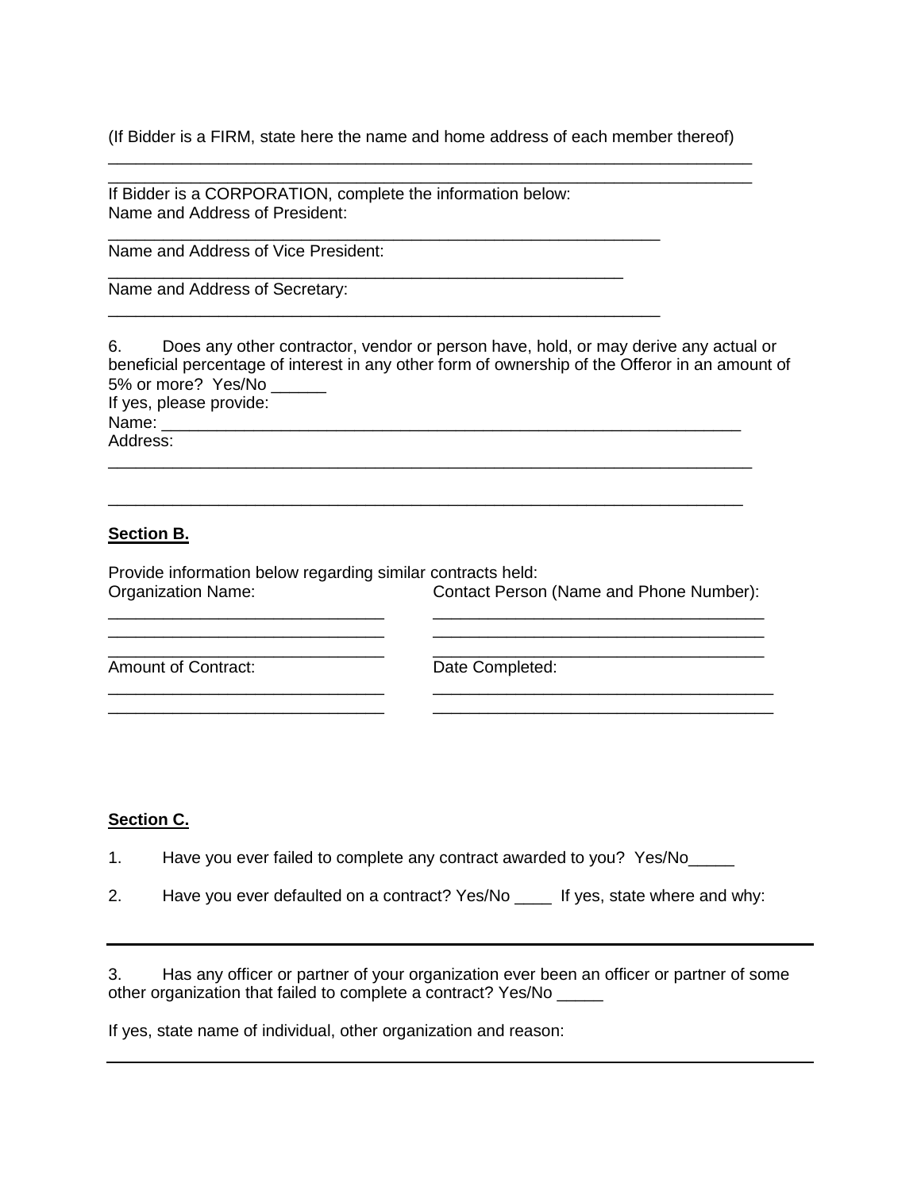(If Bidder is a FIRM, state here the name and home address of each member thereof)

______________________________________________________________________

______________________________________________________________________

If Bidder is a CORPORATION, complete the information below:
Name and Address of President:

____________________________________________________________

Name and Address of Vice President:

________________________________________________________

Name and Address of Secretary:

____________________________________________________________

6. Does any other contractor, vendor or person have, hold, or may derive any actual or beneficial percentage of interest in any other form of ownership of the Offeror in an amount of 5% or more? Yes/No ______

If yes, please provide:

Name: __________________________________________________________

Address:

______________________________________________________________________

______________________________________________________________________

**Section B.**

Provide information below regarding similar contracts held:

| Organization Name: | Contact Person (Name and Phone Number): |
|---|---|
| ______________________________ | ____________________________________ |
| ______________________________ | ____________________________________ |
| ______________________________ | ____________________________________ |
| **Amount of Contract:** | **Date Completed:** |
| ______________________________ | ____________________________________ |
| ______________________________ | ____________________________________ |

**Section C.**

1. Have you ever failed to complete any contract awarded to you? Yes/No_____

2. Have you ever defaulted on a contract? Yes/No ____ If yes, state where and why:

______________________________________________________________________

3. Has any officer or partner of your organization ever been an officer or partner of some other organization that failed to complete a contract? Yes/No _____

If yes, state name of individual, other organization and reason:

______________________________________________________________________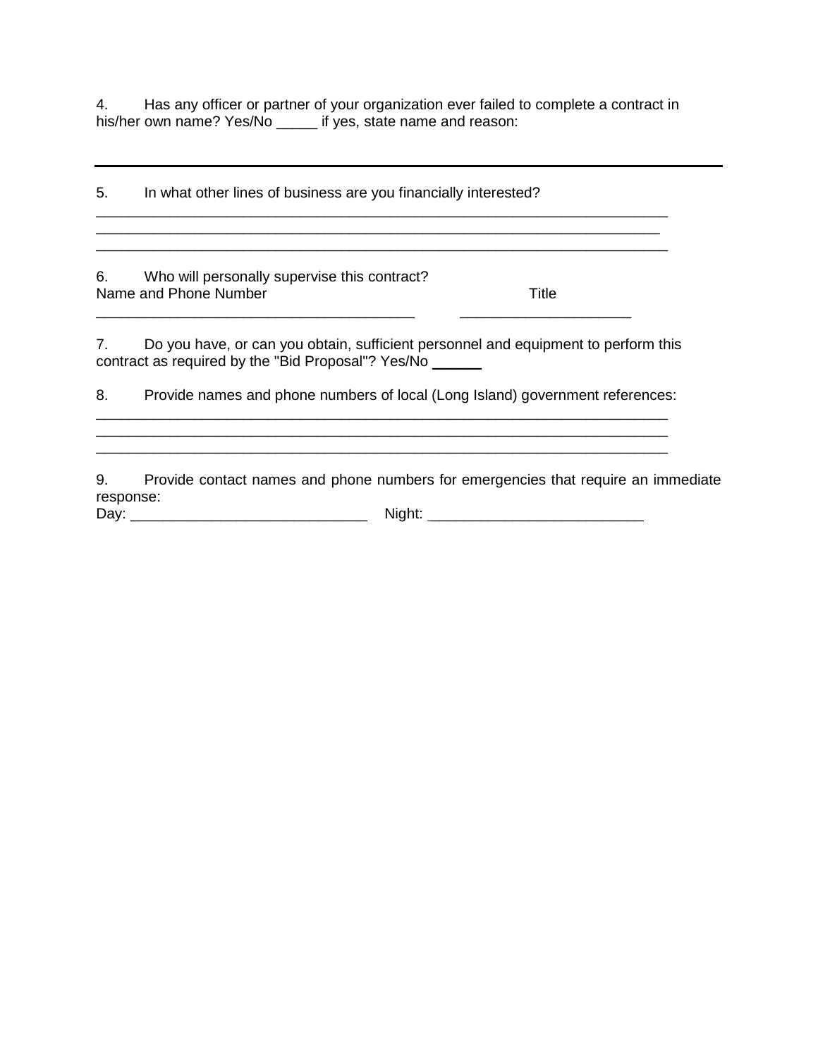4. Has any officer or partner of your organization ever failed to complete a contract in his/her own name? Yes/No _____ if yes, state name and reason:

---

5. In what other lines of business are you financially interested?

_________________________________________________________________________
_________________________________________________________________________
_________________________________________________________________________

6. Who will personally supervise this contract?

Name and Phone Number                                                    Title

________________________________________          _____________________

7. Do you have, or can you obtain, sufficient personnel and equipment to perform this contract as required by the "Bid Proposal"? Yes/No ______

8. Provide names and phone numbers of local (Long Island) government references:

_________________________________________________________________________
_________________________________________________________________________
_________________________________________________________________________

9. Provide contact names and phone numbers for emergencies that require an immediate response:

Day: _____________________________   Night: __________________________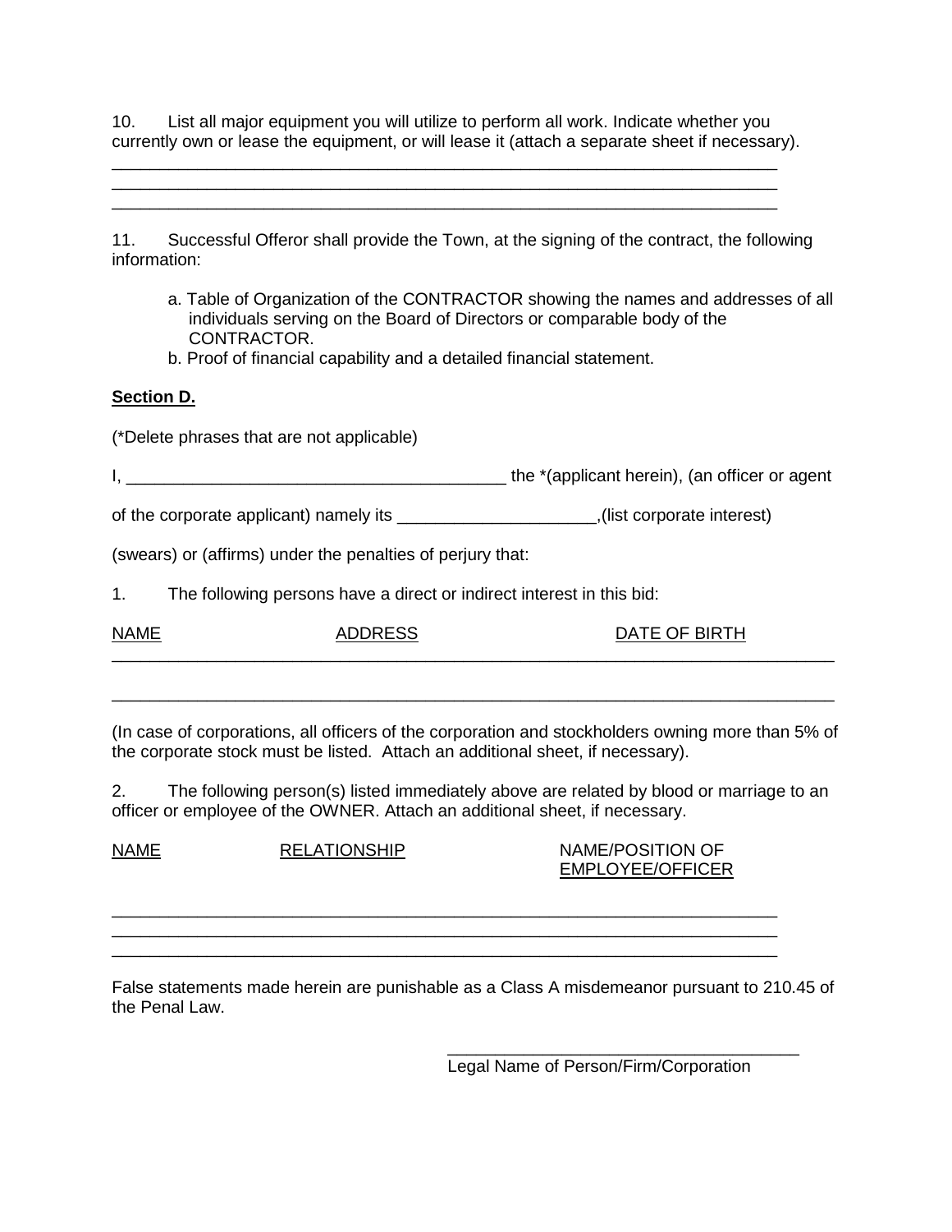10. List all major equipment you will utilize to perform all work. Indicate whether you currently own or lease the equipment, or will lease it (attach a separate sheet if necessary).

___________________________________________________________________________
___________________________________________________________________________
___________________________________________________________________________

11. Successful Offeror shall provide the Town, at the signing of the contract, the following information:

a. Table of Organization of the CONTRACTOR showing the names and addresses of all individuals serving on the Board of Directors or comparable body of the CONTRACTOR.
b. Proof of financial capability and a detailed financial statement.

**Section D.**

(*Delete phrases that are not applicable)

I, ________________________________________ the *(applicant herein), (an officer or agent of the corporate applicant) namely its ____________________,(list corporate interest) (swears) or (affirms) under the penalties of perjury that:

1. The following persons have a direct or indirect interest in this bid:

| NAME | ADDRESS | DATE OF BIRTH |
|---|---|---|
| | | |
| | | |

(In case of corporations, all officers of the corporation and stockholders owning more than 5% of the corporate stock must be listed. Attach an additional sheet, if necessary).

2. The following person(s) listed immediately above are related by blood or marriage to an officer or employee of the OWNER. Attach an additional sheet, if necessary.

| NAME | RELATIONSHIP | NAME/POSITION OF EMPLOYEE/OFFICER |
|---|---|---|
| | | |
| | | |
| | | |

False statements made herein are punishable as a Class A misdemeanor pursuant to 210.45 of the Penal Law.

_____________________________________
Legal Name of Person/Firm/Corporation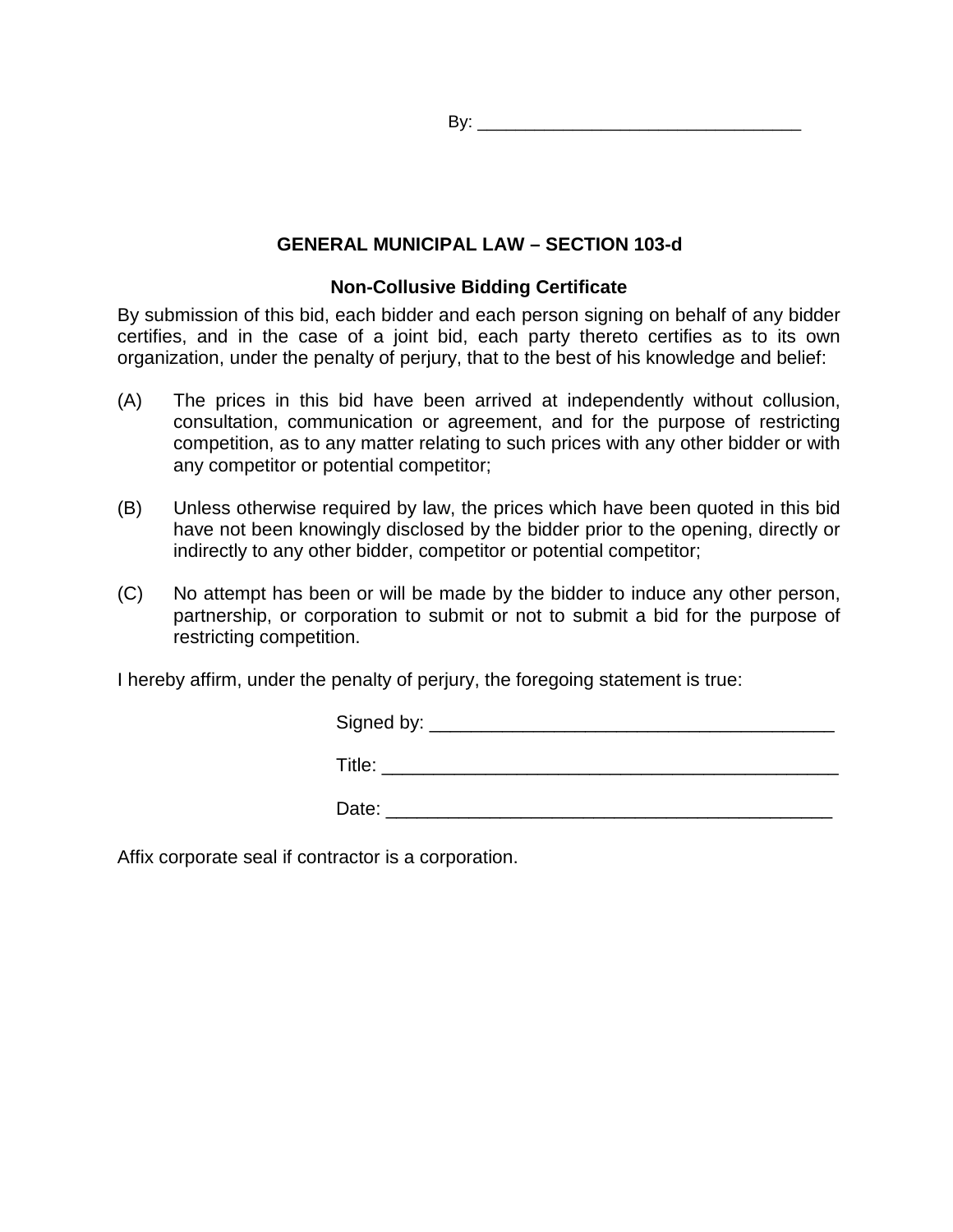By: ________________________________

**GENERAL MUNICIPAL LAW – SECTION 103-d**

**Non-Collusive Bidding Certificate**

By submission of this bid, each bidder and each person signing on behalf of any bidder certifies, and in the case of a joint bid, each party thereto certifies as to its own organization, under the penalty of perjury, that to the best of his knowledge and belief:

(A) The prices in this bid have been arrived at independently without collusion, consultation, communication or agreement, and for the purpose of restricting competition, as to any matter relating to such prices with any other bidder or with any competitor or potential competitor;

(B) Unless otherwise required by law, the prices which have been quoted in this bid have not been knowingly disclosed by the bidder prior to the opening, directly or indirectly to any other bidder, competitor or potential competitor;

(C) No attempt has been or will be made by the bidder to induce any other person, partnership, or corporation to submit or not to submit a bid for the purpose of restricting competition.

I hereby affirm, under the penalty of perjury, the foregoing statement is true:

Signed by: _______________________________________

Title: ____________________________________________

Date: ___________________________________________

Affix corporate seal if contractor is a corporation.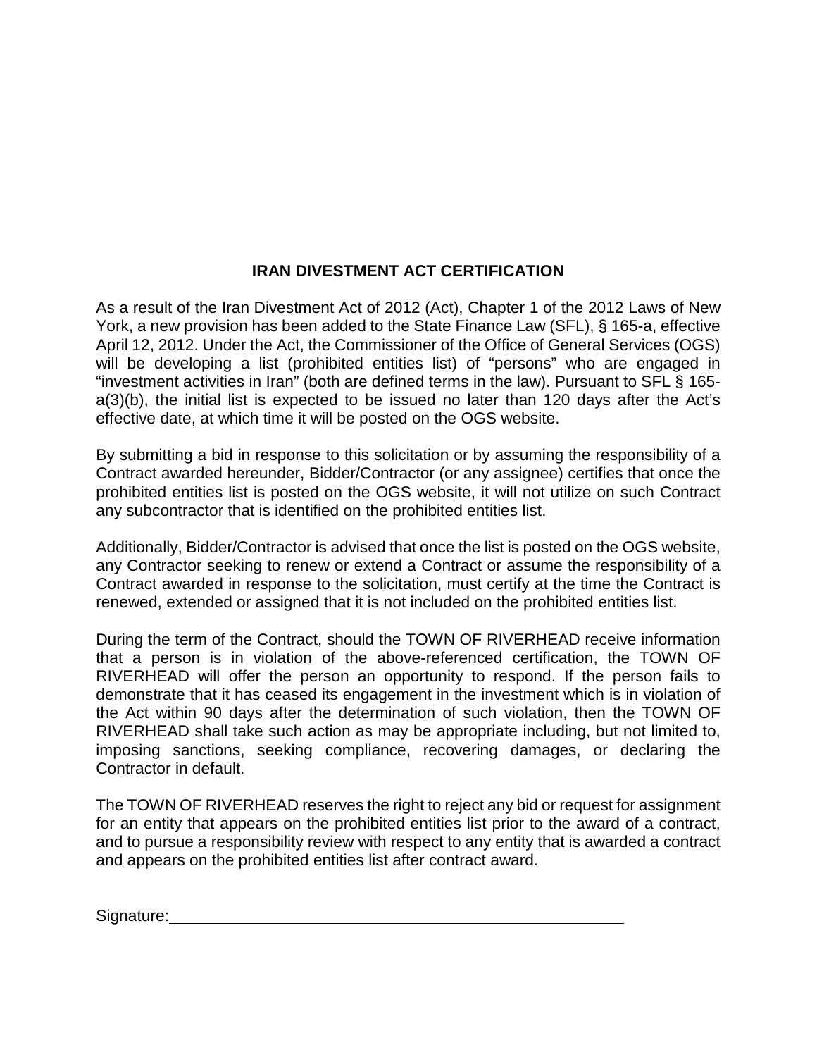## IRAN DIVESTMENT ACT CERTIFICATION

As a result of the Iran Divestment Act of 2012 (Act), Chapter 1 of the 2012 Laws of New York, a new provision has been added to the State Finance Law (SFL), § 165-a, effective April 12, 2012. Under the Act, the Commissioner of the Office of General Services (OGS) will be developing a list (prohibited entities list) of "persons" who are engaged in "investment activities in Iran" (both are defined terms in the law). Pursuant to SFL § 165-a(3)(b), the initial list is expected to be issued no later than 120 days after the Act's effective date, at which time it will be posted on the OGS website.

By submitting a bid in response to this solicitation or by assuming the responsibility of a Contract awarded hereunder, Bidder/Contractor (or any assignee) certifies that once the prohibited entities list is posted on the OGS website, it will not utilize on such Contract any subcontractor that is identified on the prohibited entities list.

Additionally, Bidder/Contractor is advised that once the list is posted on the OGS website, any Contractor seeking to renew or extend a Contract or assume the responsibility of a Contract awarded in response to the solicitation, must certify at the time the Contract is renewed, extended or assigned that it is not included on the prohibited entities list.

During the term of the Contract, should the TOWN OF RIVERHEAD receive information that a person is in violation of the above-referenced certification, the TOWN OF RIVERHEAD will offer the person an opportunity to respond. If the person fails to demonstrate that it has ceased its engagement in the investment which is in violation of the Act within 90 days after the determination of such violation, then the TOWN OF RIVERHEAD shall take such action as may be appropriate including, but not limited to, imposing sanctions, seeking compliance, recovering damages, or declaring the Contractor in default.

The TOWN OF RIVERHEAD reserves the right to reject any bid or request for assignment for an entity that appears on the prohibited entities list prior to the award of a contract, and to pursue a responsibility review with respect to any entity that is awarded a contract and appears on the prohibited entities list after contract award.

Signature:\_\_\_\_\_\_\_\_\_\_\_\_\_\_\_\_\_\_\_\_\_\_\_\_\_\_\_\_\_\_\_\_\_\_\_\_\_\_\_\_\_\_\_\_\_\_\_\_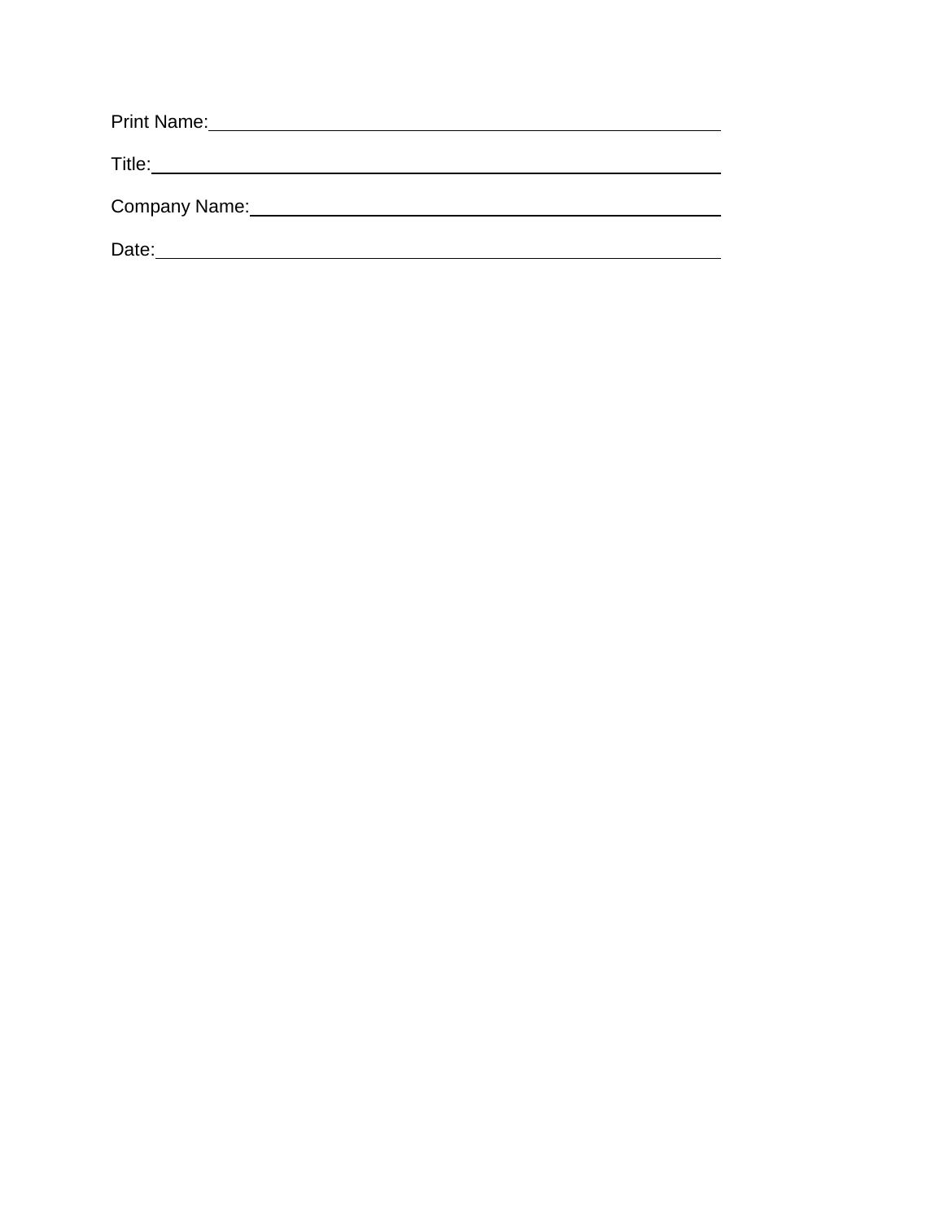Print Name:\_\_\_\_\_\_\_\_\_\_\_\_\_\_\_\_\_\_\_\_\_\_\_\_\_\_\_\_\_\_\_\_\_\_\_\_\_\_\_\_\_\_\_\_

Title:\_\_\_\_\_\_\_\_\_\_\_\_\_\_\_\_\_\_\_\_\_\_\_\_\_\_\_\_\_\_\_\_\_\_\_\_\_\_\_\_\_\_\_\_\_\_\_\_

Company Name:\_\_\_\_\_\_\_\_\_\_\_\_\_\_\_\_\_\_\_\_\_\_\_\_\_\_\_\_\_\_\_\_\_\_\_\_\_\_\_\_

Date:\_\_\_\_\_\_\_\_\_\_\_\_\_\_\_\_\_\_\_\_\_\_\_\_\_\_\_\_\_\_\_\_\_\_\_\_\_\_\_\_\_\_\_\_\_\_\_\_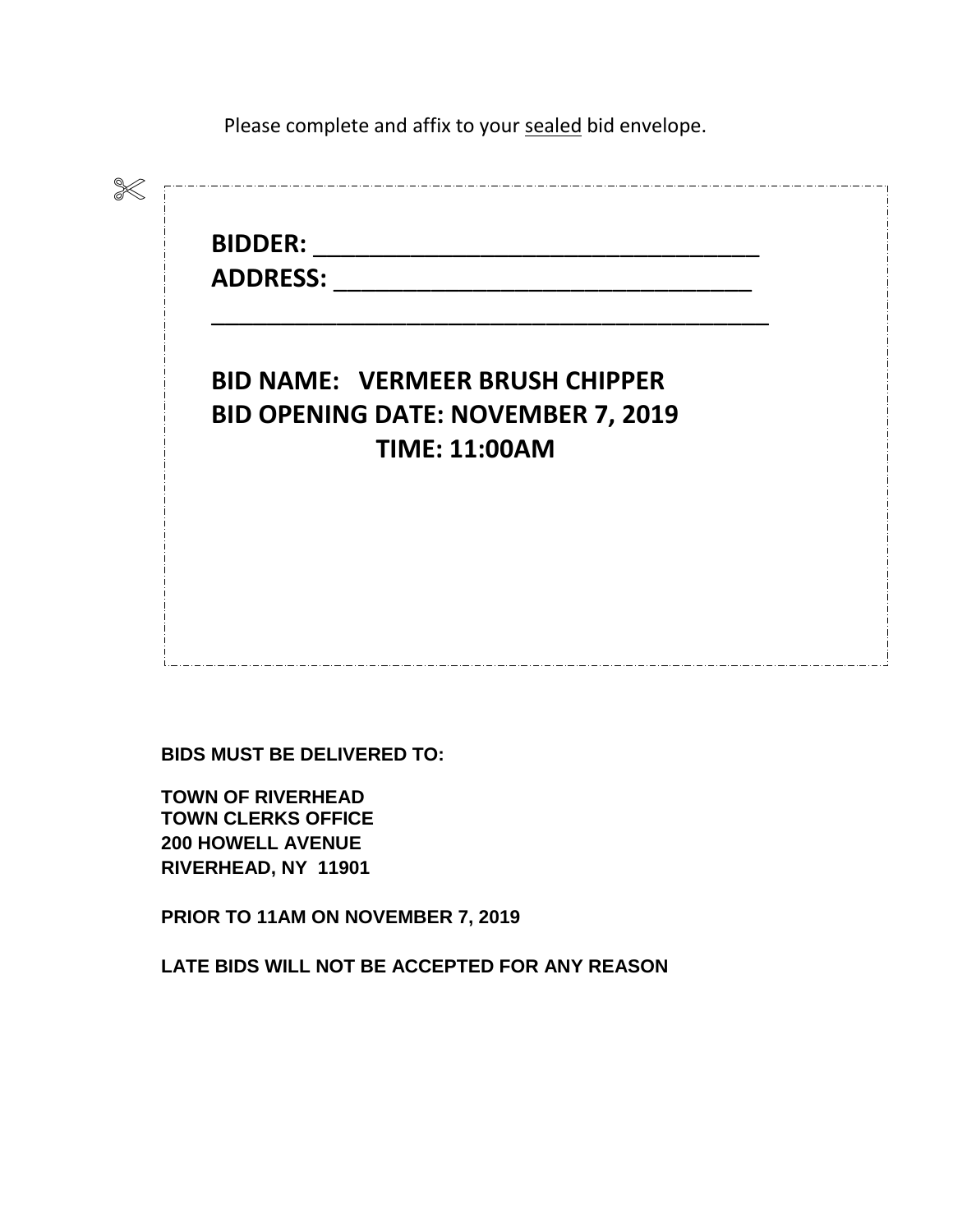Please complete and affix to your sealed bid envelope.

✂

**BIDDER: ___________________________________**

**ADDRESS: ________________________________**

**____________________________________________**

**BID NAME: VERMEER BRUSH CHIPPER**

**BID OPENING DATE: NOVEMBER 7, 2019**

**TIME: 11:00AM**

**BIDS MUST BE DELIVERED TO:**

**TOWN OF RIVERHEAD**
**TOWN CLERKS OFFICE**
**200 HOWELL AVENUE**
**RIVERHEAD, NY 11901**

**PRIOR TO 11AM ON NOVEMBER 7, 2019**

**LATE BIDS WILL NOT BE ACCEPTED FOR ANY REASON**